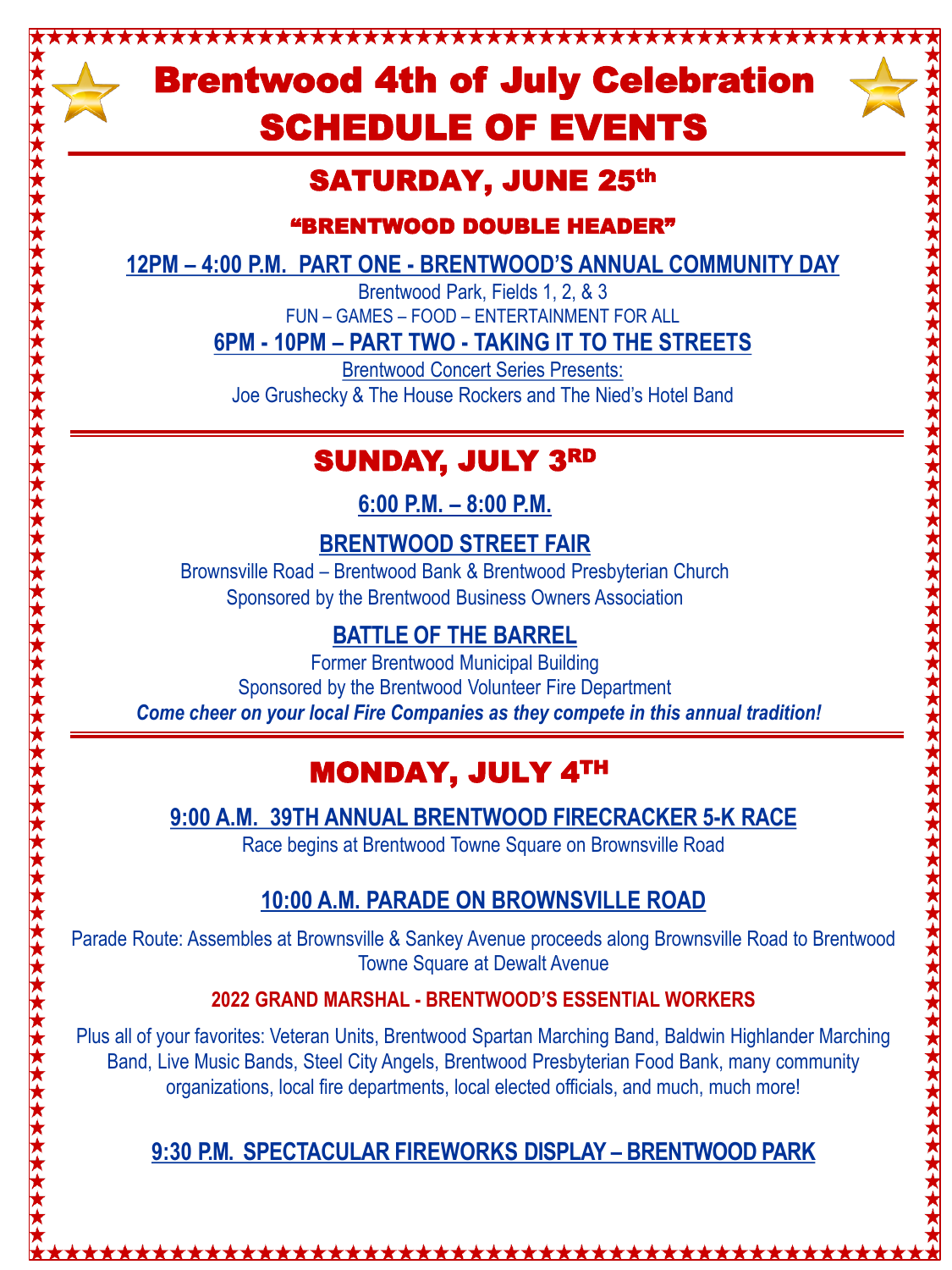# Brentwood 4th of July Celebration
# SCHEDULE OF EVENTS

## SATURDAY, JUNE 25th

### "BRENTWOOD DOUBLE HEADER"

**12PM – 4:00 P.M. PART ONE - BRENTWOOD'S ANNUAL COMMUNITY DAY**

Brentwood Park, Fields 1, 2, & 3

FUN – GAMES – FOOD – ENTERTAINMENT FOR ALL

**6PM - 10PM – PART TWO - TAKING IT TO THE STREETS**

Brentwood Concert Series Presents:

Joe Grushecky & The House Rockers and The Nied's Hotel Band

## SUNDAY, JULY 3RD

**6:00 P.M. – 8:00 P.M.**

**BRENTWOOD STREET FAIR**

Brownsville Road – Brentwood Bank & Brentwood Presbyterian Church

Sponsored by the Brentwood Business Owners Association

**BATTLE OF THE BARREL**

Former Brentwood Municipal Building

Sponsored by the Brentwood Volunteer Fire Department

***Come cheer on your local Fire Companies as they compete in this annual tradition!***

## MONDAY, JULY 4TH

**9:00 A.M. 39TH ANNUAL BRENTWOOD FIRECRACKER 5-K RACE**

Race begins at Brentwood Towne Square on Brownsville Road

**10:00 A.M. PARADE ON BROWNSVILLE ROAD**

Parade Route: Assembles at Brownsville & Sankey Avenue proceeds along Brownsville Road to Brentwood Towne Square at Dewalt Avenue

**2022 GRAND MARSHAL - BRENTWOOD'S ESSENTIAL WORKERS**

Plus all of your favorites: Veteran Units, Brentwood Spartan Marching Band, Baldwin Highlander Marching Band, Live Music Bands, Steel City Angels, Brentwood Presbyterian Food Bank, many community organizations, local fire departments, local elected officials, and much, much more!

**9:30 P.M. SPECTACULAR FIREWORKS DISPLAY – BRENTWOOD PARK**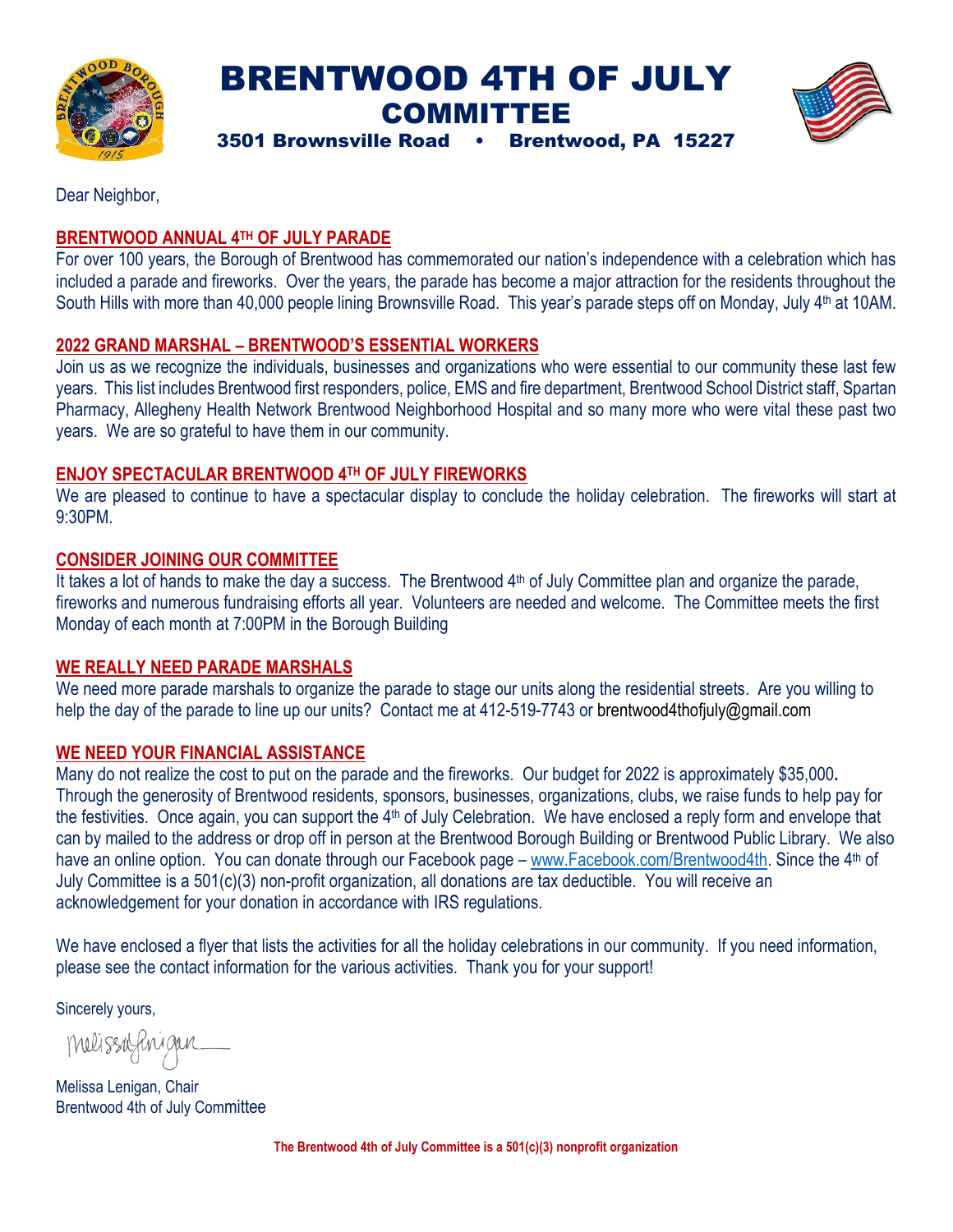# BRENTWOOD 4TH OF JULY COMMITTEE

**3501 Brownsville Road • Brentwood, PA 15227**

Dear Neighbor,

## BRENTWOOD ANNUAL 4TH OF JULY PARADE

For over 100 years, the Borough of Brentwood has commemorated our nation's independence with a celebration which has included a parade and fireworks. Over the years, the parade has become a major attraction for the residents throughout the South Hills with more than 40,000 people lining Brownsville Road. This year's parade steps off on Monday, July 4th at 10AM.

## 2022 GRAND MARSHAL – BRENTWOOD'S ESSENTIAL WORKERS

Join us as we recognize the individuals, businesses and organizations who were essential to our community these last few years. This list includes Brentwood first responders, police, EMS and fire department, Brentwood School District staff, Spartan Pharmacy, Allegheny Health Network Brentwood Neighborhood Hospital and so many more who were vital these past two years. We are so grateful to have them in our community.

## ENJOY SPECTACULAR BRENTWOOD 4TH OF JULY FIREWORKS

We are pleased to continue to have a spectacular display to conclude the holiday celebration. The fireworks will start at 9:30PM.

## CONSIDER JOINING OUR COMMITTEE

It takes a lot of hands to make the day a success. The Brentwood 4th of July Committee plan and organize the parade, fireworks and numerous fundraising efforts all year. Volunteers are needed and welcome. The Committee meets the first Monday of each month at 7:00PM in the Borough Building

## WE REALLY NEED PARADE MARSHALS

We need more parade marshals to organize the parade to stage our units along the residential streets. Are you willing to help the day of the parade to line up our units? Contact me at 412-519-7743 or brentwood4thofjuly@gmail.com

## WE NEED YOUR FINANCIAL ASSISTANCE

Many do not realize the cost to put on the parade and the fireworks. Our budget for 2022 is approximately $35,000**.** Through the generosity of Brentwood residents, sponsors, businesses, organizations, clubs, we raise funds to help pay for the festivities. Once again, you can support the 4th of July Celebration. We have enclosed a reply form and envelope that can by mailed to the address or drop off in person at the Brentwood Borough Building or Brentwood Public Library. We also have an online option. You can donate through our Facebook page – www.Facebook.com/Brentwood4th. Since the 4th of July Committee is a 501(c)(3) non-profit organization, all donations are tax deductible. You will receive an acknowledgement for your donation in accordance with IRS regulations.

We have enclosed a flyer that lists the activities for all the holiday celebrations in our community. If you need information, please see the contact information for the various activities. Thank you for your support!

Sincerely yours,

Melissa Lenigan

Melissa Lenigan, Chair
Brentwood 4th of July Committee

**The Brentwood 4th of July Committee is a 501(c)(3) nonprofit organization**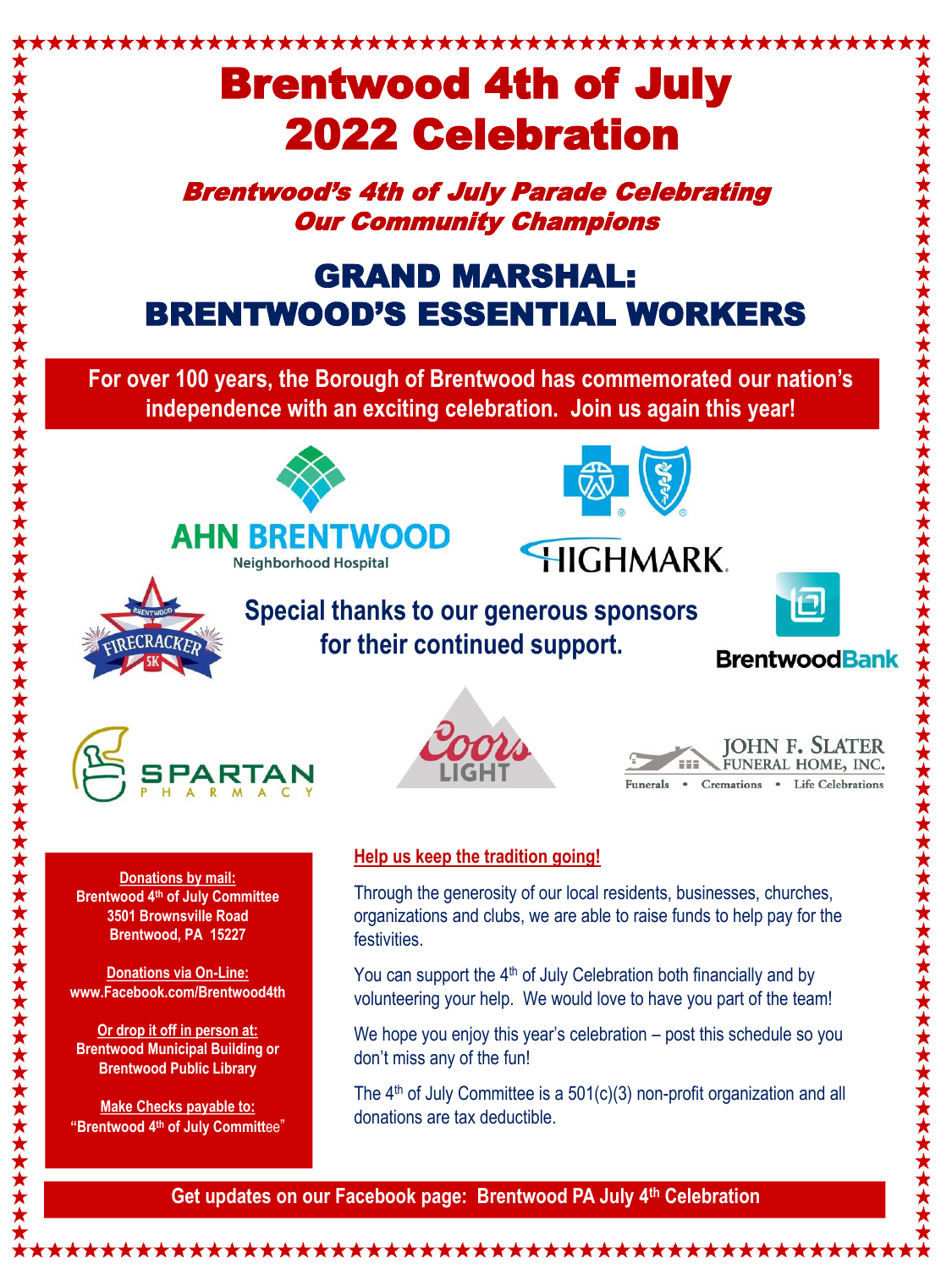# Brentwood 4th of July 2022 Celebration

***Brentwood's 4th of July Parade Celebrating Our Community Champions***

## GRAND MARSHAL: BRENTWOOD'S ESSENTIAL WORKERS

**For over 100 years, the Borough of Brentwood has commemorated our nation's independence with an exciting celebration. Join us again this year!**

AHN BRENTWOOD
Neighborhood Hospital

HIGHMARK

BRENTWOOD FIRECRACKER 5K

**Special thanks to our generous sponsors for their continued support.**

BrentwoodBank

SPARTAN PHARMACY

Coors LIGHT

JOHN F. SLATER FUNERAL HOME, INC.
Funerals • Cremations • Life Celebrations

**Donations by mail:**
**Brentwood 4th of July Committee**
**3501 Brownsville Road**
**Brentwood, PA 15227**

**Donations via On-Line:**
**www.Facebook.com/Brentwood4th**

**Or drop it off in person at:**
**Brentwood Municipal Building or Brentwood Public Library**

**Make Checks payable to:**
**"Brentwood 4th of July Committee"**

**Help us keep the tradition going!**

Through the generosity of our local residents, businesses, churches, organizations and clubs, we are able to raise funds to help pay for the festivities.

You can support the 4th of July Celebration both financially and by volunteering your help. We would love to have you part of the team!

We hope you enjoy this year's celebration – post this schedule so you don't miss any of the fun!

The 4th of July Committee is a 501(c)(3) non-profit organization and all donations are tax deductible.

**Get updates on our Facebook page: Brentwood PA July 4th Celebration**